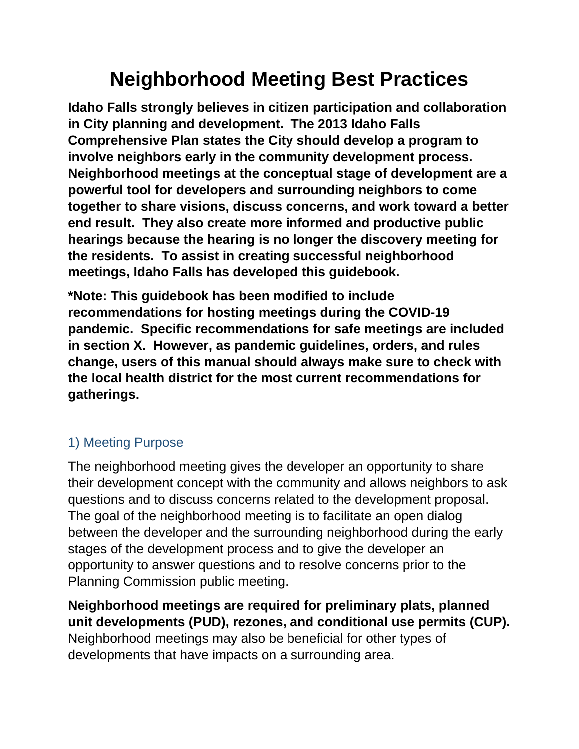# Neighborhood Meeting Best Practices

**Idaho Falls strongly believes in citizen participation and collaboration in City planning and development. The 2013 Idaho Falls Comprehensive Plan states the City should develop a program to involve neighbors early in the community development process. Neighborhood meetings at the conceptual stage of development are a powerful tool for developers and surrounding neighbors to come together to share visions, discuss concerns, and work toward a better end result. They also create more informed and productive public hearings because the hearing is no longer the discovery meeting for the residents. To assist in creating successful neighborhood meetings, Idaho Falls has developed this guidebook.**

***Note: This guidebook has been modified to include recommendations for hosting meetings during the COVID-19 pandemic. Specific recommendations for safe meetings are included in section X. However, as pandemic guidelines, orders, and rules change, users of this manual should always make sure to check with the local health district for the most current recommendations for gatherings.**

## 1) Meeting Purpose

The neighborhood meeting gives the developer an opportunity to share their development concept with the community and allows neighbors to ask questions and to discuss concerns related to the development proposal. The goal of the neighborhood meeting is to facilitate an open dialog between the developer and the surrounding neighborhood during the early stages of the development process and to give the developer an opportunity to answer questions and to resolve concerns prior to the Planning Commission public meeting.

**Neighborhood meetings are required for preliminary plats, planned unit developments (PUD), rezones, and conditional use permits (CUP).** Neighborhood meetings may also be beneficial for other types of developments that have impacts on a surrounding area.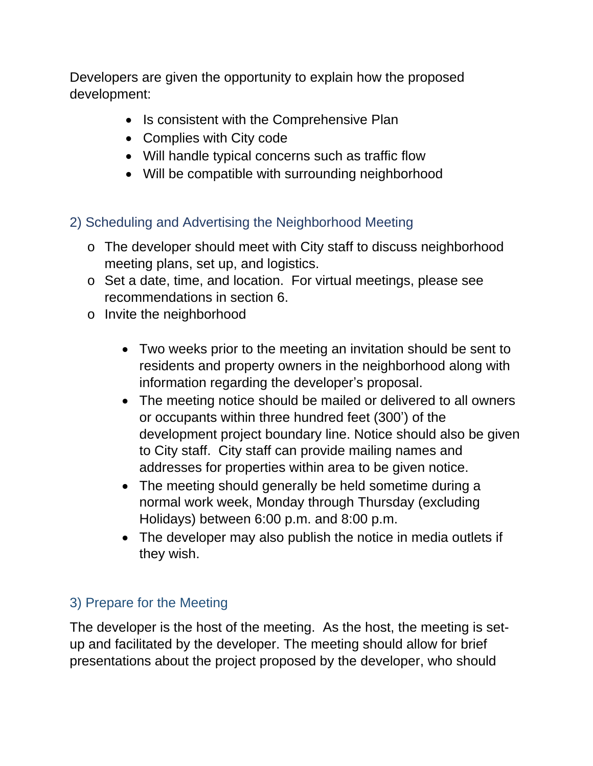Developers are given the opportunity to explain how the proposed development:

- Is consistent with the Comprehensive Plan
- Complies with City code
- Will handle typical concerns such as traffic flow
- Will be compatible with surrounding neighborhood

## 2) Scheduling and Advertising the Neighborhood Meeting

- The developer should meet with City staff to discuss neighborhood meeting plans, set up, and logistics.
- Set a date, time, and location. For virtual meetings, please see recommendations in section 6.
- Invite the neighborhood

    - Two weeks prior to the meeting an invitation should be sent to residents and property owners in the neighborhood along with information regarding the developer's proposal.
    - The meeting notice should be mailed or delivered to all owners or occupants within three hundred feet (300') of the development project boundary line. Notice should also be given to City staff. City staff can provide mailing names and addresses for properties within area to be given notice.
    - The meeting should generally be held sometime during a normal work week, Monday through Thursday (excluding Holidays) between 6:00 p.m. and 8:00 p.m.
    - The developer may also publish the notice in media outlets if they wish.

## 3) Prepare for the Meeting

The developer is the host of the meeting. As the host, the meeting is set-up and facilitated by the developer. The meeting should allow for brief presentations about the project proposed by the developer, who should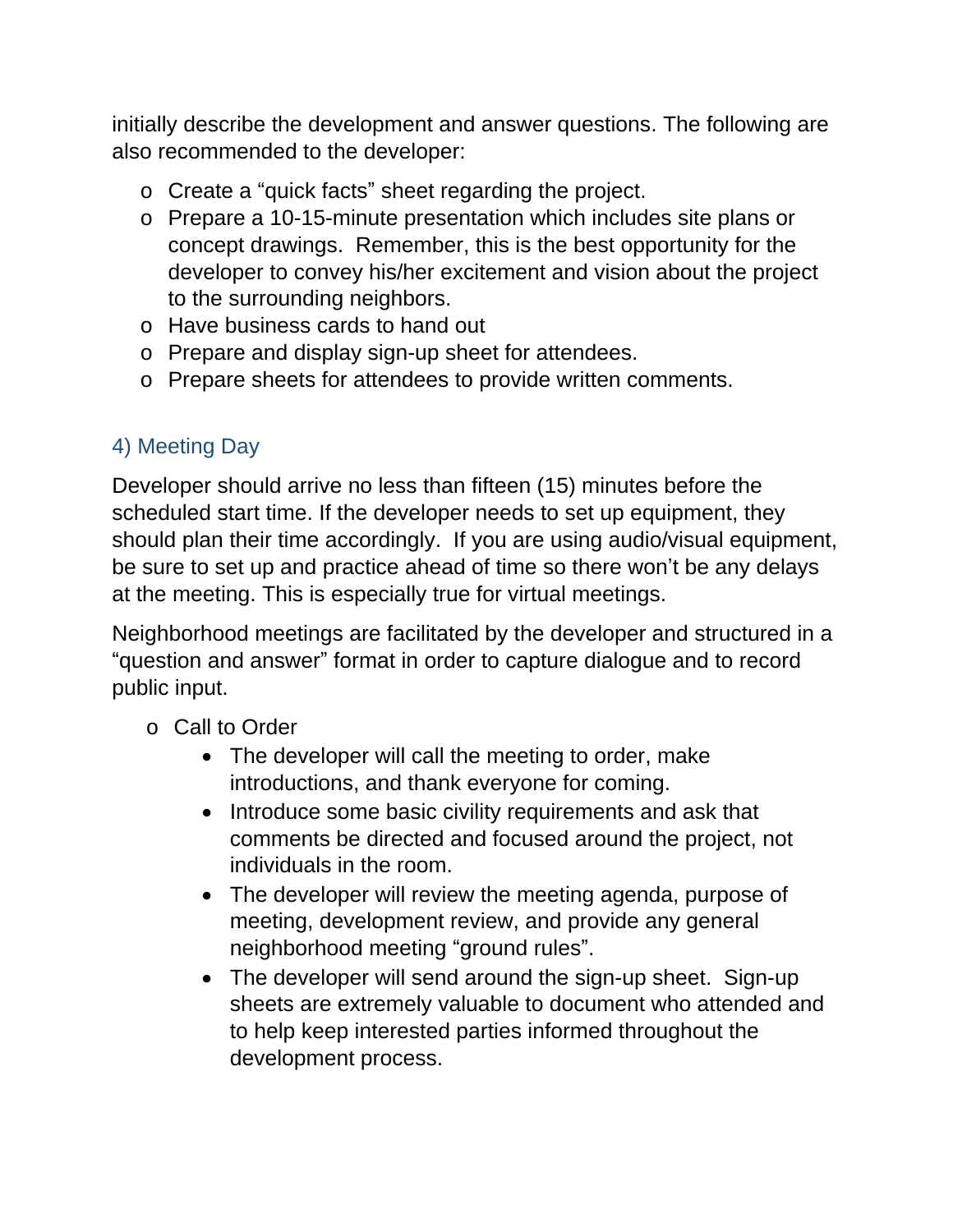initially describe the development and answer questions. The following are also recommended to the developer:

- Create a "quick facts" sheet regarding the project.
- Prepare a 10-15-minute presentation which includes site plans or concept drawings. Remember, this is the best opportunity for the developer to convey his/her excitement and vision about the project to the surrounding neighbors.
- Have business cards to hand out
- Prepare and display sign-up sheet for attendees.
- Prepare sheets for attendees to provide written comments.

## 4) Meeting Day

Developer should arrive no less than fifteen (15) minutes before the scheduled start time. If the developer needs to set up equipment, they should plan their time accordingly. If you are using audio/visual equipment, be sure to set up and practice ahead of time so there won't be any delays at the meeting. This is especially true for virtual meetings.

Neighborhood meetings are facilitated by the developer and structured in a "question and answer" format in order to capture dialogue and to record public input.

- Call to Order
  - The developer will call the meeting to order, make introductions, and thank everyone for coming.
  - Introduce some basic civility requirements and ask that comments be directed and focused around the project, not individuals in the room.
  - The developer will review the meeting agenda, purpose of meeting, development review, and provide any general neighborhood meeting "ground rules".
  - The developer will send around the sign-up sheet. Sign-up sheets are extremely valuable to document who attended and to help keep interested parties informed throughout the development process.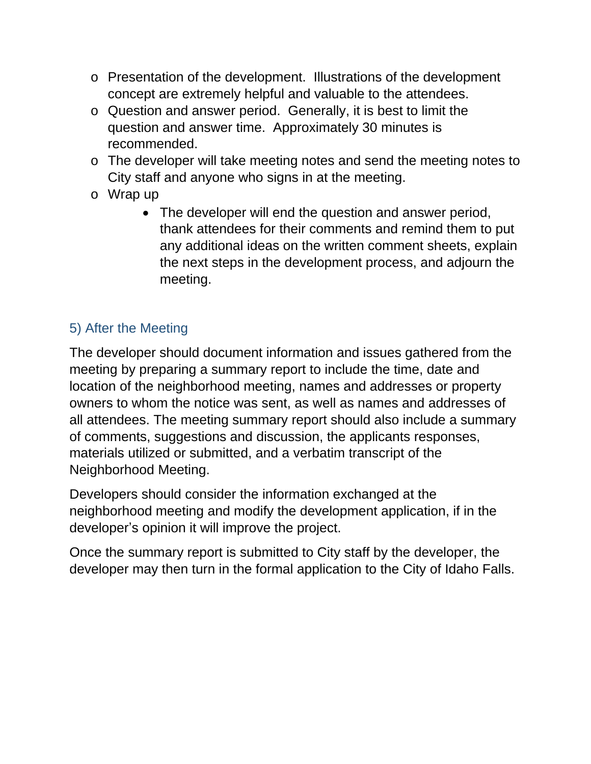- Presentation of the development. Illustrations of the development concept are extremely helpful and valuable to the attendees.
- Question and answer period. Generally, it is best to limit the question and answer time. Approximately 30 minutes is recommended.
- The developer will take meeting notes and send the meeting notes to City staff and anyone who signs in at the meeting.
- Wrap up
    - The developer will end the question and answer period, thank attendees for their comments and remind them to put any additional ideas on the written comment sheets, explain the next steps in the development process, and adjourn the meeting.

## 5) After the Meeting

The developer should document information and issues gathered from the meeting by preparing a summary report to include the time, date and location of the neighborhood meeting, names and addresses or property owners to whom the notice was sent, as well as names and addresses of all attendees. The meeting summary report should also include a summary of comments, suggestions and discussion, the applicants responses, materials utilized or submitted, and a verbatim transcript of the Neighborhood Meeting.

Developers should consider the information exchanged at the neighborhood meeting and modify the development application, if in the developer's opinion it will improve the project.

Once the summary report is submitted to City staff by the developer, the developer may then turn in the formal application to the City of Idaho Falls.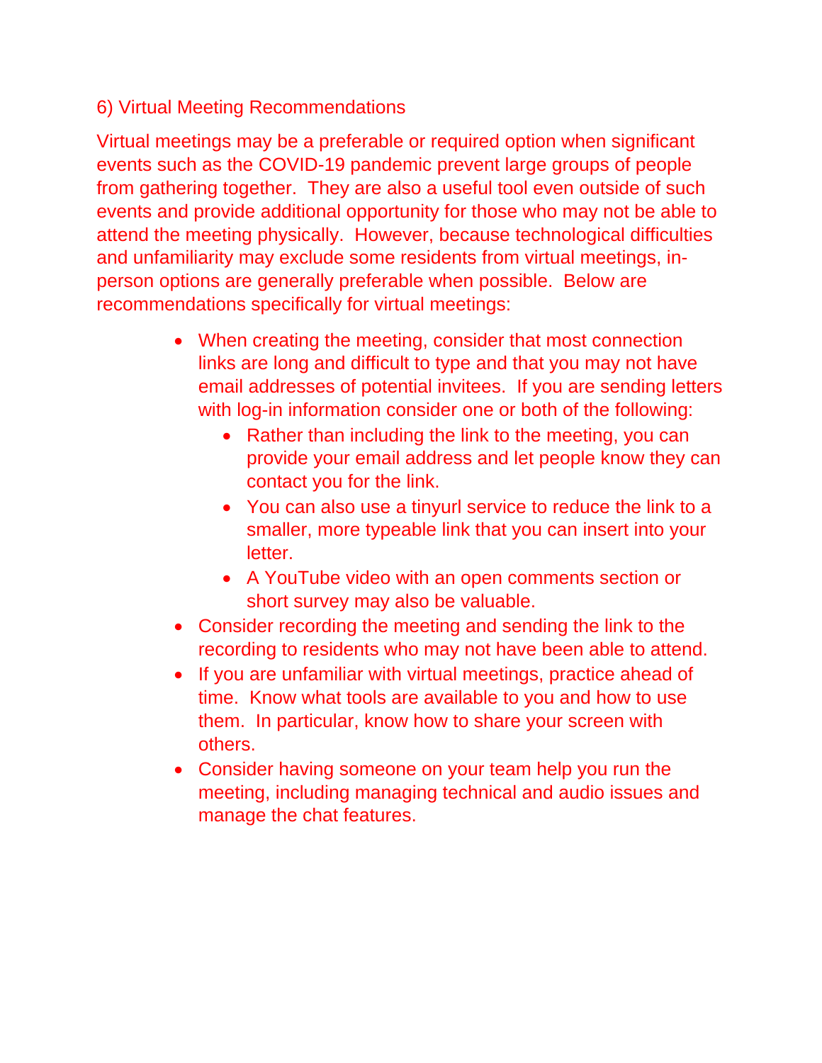## 6) Virtual Meeting Recommendations

Virtual meetings may be a preferable or required option when significant events such as the COVID-19 pandemic prevent large groups of people from gathering together. They are also a useful tool even outside of such events and provide additional opportunity for those who may not be able to attend the meeting physically. However, because technological difficulties and unfamiliarity may exclude some residents from virtual meetings, in-person options are generally preferable when possible. Below are recommendations specifically for virtual meetings:

- When creating the meeting, consider that most connection links are long and difficult to type and that you may not have email addresses of potential invitees. If you are sending letters with log-in information consider one or both of the following:
  - Rather than including the link to the meeting, you can provide your email address and let people know they can contact you for the link.
  - You can also use a tinyurl service to reduce the link to a smaller, more typeable link that you can insert into your letter.
  - A YouTube video with an open comments section or short survey may also be valuable.
- Consider recording the meeting and sending the link to the recording to residents who may not have been able to attend.
- If you are unfamiliar with virtual meetings, practice ahead of time. Know what tools are available to you and how to use them. In particular, know how to share your screen with others.
- Consider having someone on your team help you run the meeting, including managing technical and audio issues and manage the chat features.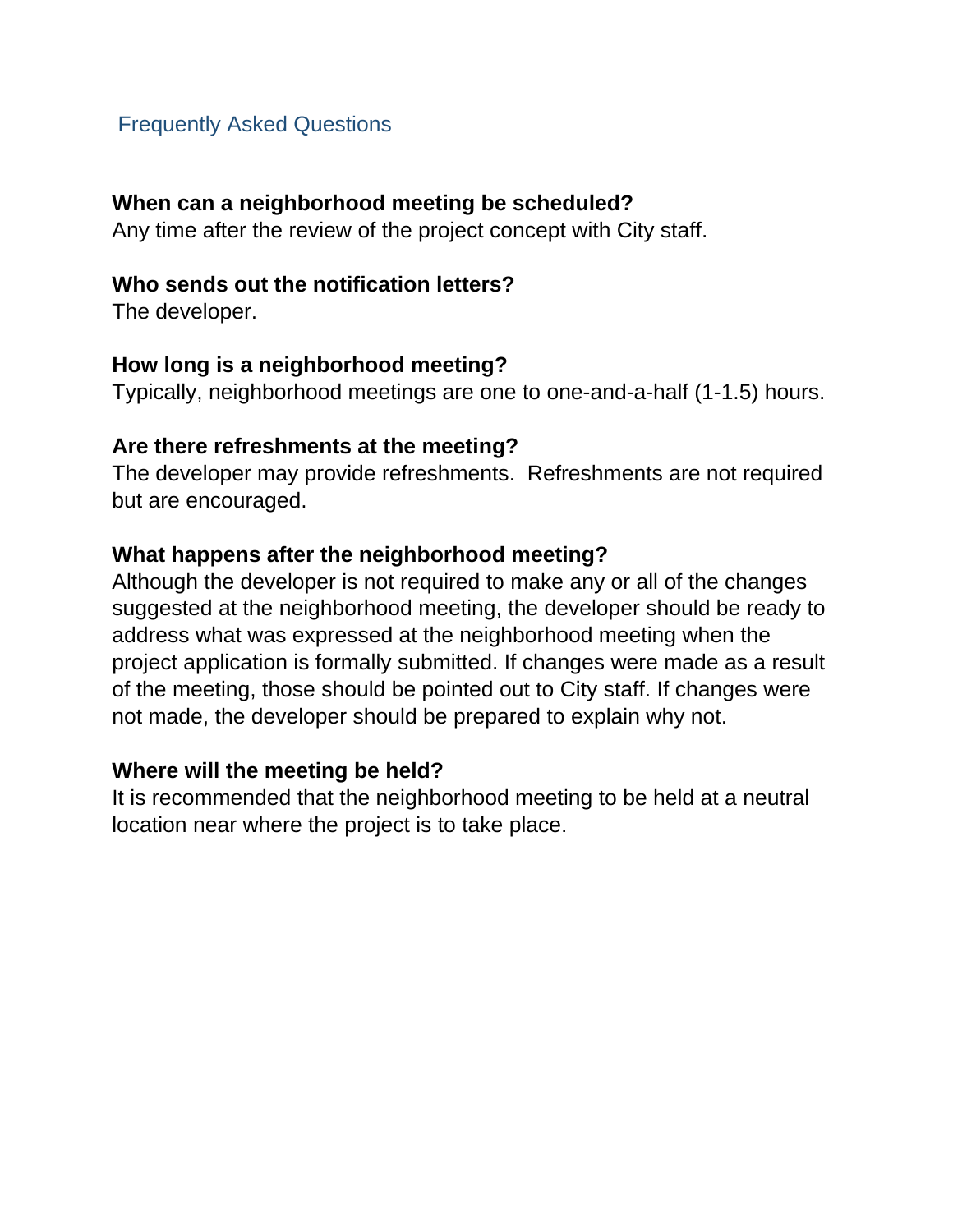## Frequently Asked Questions

**When can a neighborhood meeting be scheduled?**
Any time after the review of the project concept with City staff.

**Who sends out the notification letters?**
The developer.

**How long is a neighborhood meeting?**
Typically, neighborhood meetings are one to one-and-a-half (1-1.5) hours.

**Are there refreshments at the meeting?**
The developer may provide refreshments. Refreshments are not required but are encouraged.

**What happens after the neighborhood meeting?**
Although the developer is not required to make any or all of the changes suggested at the neighborhood meeting, the developer should be ready to address what was expressed at the neighborhood meeting when the project application is formally submitted. If changes were made as a result of the meeting, those should be pointed out to City staff. If changes were not made, the developer should be prepared to explain why not.

**Where will the meeting be held?**
It is recommended that the neighborhood meeting to be held at a neutral location near where the project is to take place.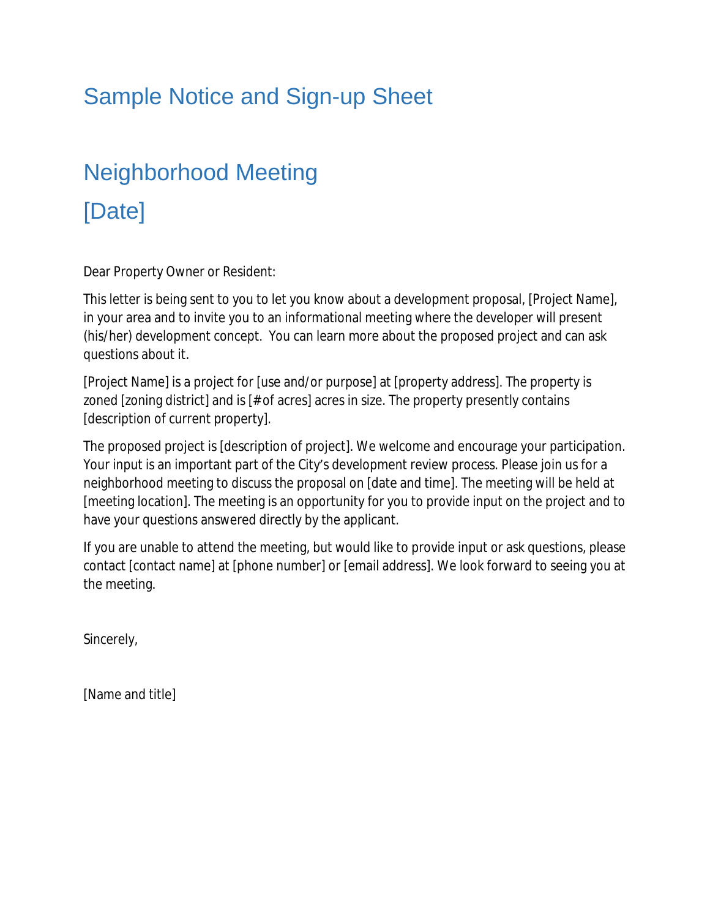# Sample Notice and Sign-up Sheet

## Neighborhood Meeting

## [Date]

Dear Property Owner or Resident:

This letter is being sent to you to let you know about a development proposal, [Project Name], in your area and to invite you to an informational meeting where the developer will present (his/her) development concept. You can learn more about the proposed project and can ask questions about it.

[Project Name] is a project for [use and/or purpose] at [property address]. The property is zoned [zoning district] and is [#of acres] acres in size. The property presently contains [description of current property].

The proposed project is [description of project]. We welcome and encourage your participation. Your input is an important part of the City's development review process. Please join us for a neighborhood meeting to discuss the proposal on [date and time]. The meeting will be held at [meeting location]. The meeting is an opportunity for you to provide input on the project and to have your questions answered directly by the applicant.

If you are unable to attend the meeting, but would like to provide input or ask questions, please contact [contact name] at [phone number] or [email address]. We look forward to seeing you at the meeting.

Sincerely,

[Name and title]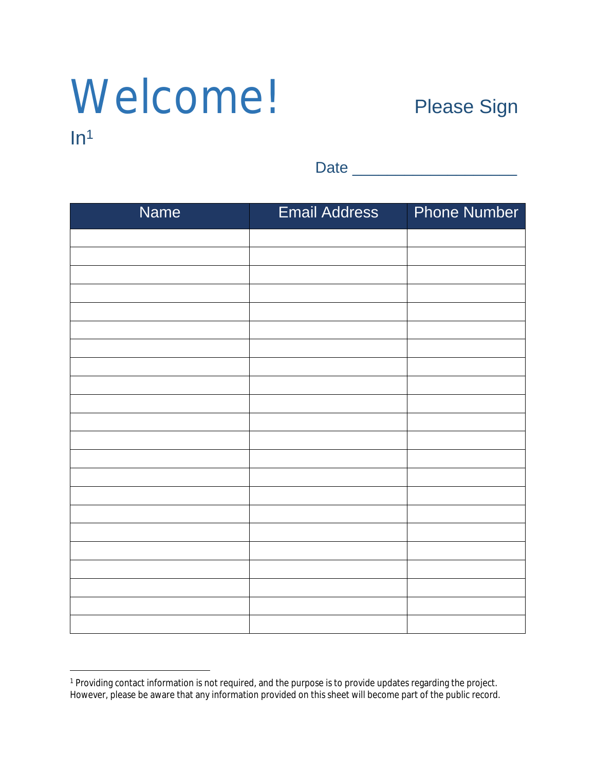# Welcome!

Please Sign In[1]

Date ___________________

| Name | Email Address | Phone Number |
| --- | --- | --- |
| | | |
| | | |
| | | |
| | | |
| | | |
| | | |
| | | |
| | | |
| | | |
| | | |
| | | |
| | | |
| | | |
| | | |
| | | |
| | | |
| | | |
| | | |
| | | |
| | | |
| | | |
| | | |

[1] Providing contact information is not required, and the purpose is to provide updates regarding the project. However, please be aware that any information provided on this sheet will become part of the public record.